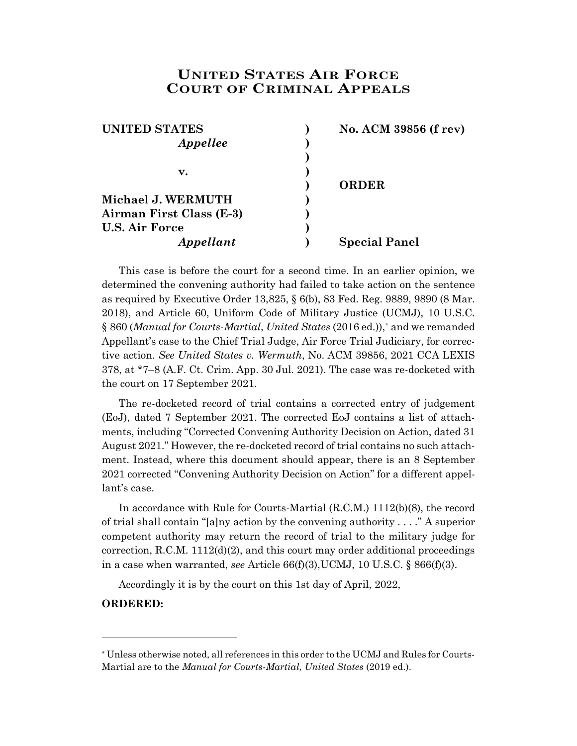# UNITED STATES AIR FORCE COURT OF CRIMINAL APPEALS

| | | |
|---|---|---|
| **UNITED STATES** | **)** | **No. ACM 39856 (f rev)** |
| ***Appellee*** | **)** | |
| | **)** | |
| **v.** | **)** | |
| | **)** | **ORDER** |
| **Michael J. WERMUTH** | **)** | |
| **Airman First Class (E-3)** | **)** | |
| **U.S. Air Force** | **)** | |
| ***Appellant*** | **)** | **Special Panel** |

This case is before the court for a second time. In an earlier opinion, we determined the convening authority had failed to take action on the sentence as required by Executive Order 13,825, § 6(b), 83 Fed. Reg. 9889, 9890 (8 Mar. 2018), and Article 60, Uniform Code of Military Justice (UCMJ), 10 U.S.C. § 860 (*Manual for Courts-Martial*, *United States* (2016 ed.)),* and we remanded Appellant's case to the Chief Trial Judge, Air Force Trial Judiciary, for corrective action. *See United States v. Wermuth*, No. ACM 39856, 2021 CCA LEXIS 378, at *7–8 (A.F. Ct. Crim. App. 30 Jul. 2021). The case was re-docketed with the court on 17 September 2021.

The re-docketed record of trial contains a corrected entry of judgement (EoJ), dated 7 September 2021. The corrected EoJ contains a list of attachments, including "Corrected Convening Authority Decision on Action, dated 31 August 2021." However, the re-docketed record of trial contains no such attachment. Instead, where this document should appear, there is an 8 September 2021 corrected "Convening Authority Decision on Action" for a different appellant's case.

In accordance with Rule for Courts-Martial (R.C.M.) 1112(b)(8), the record of trial shall contain "[a]ny action by the convening authority . . . ." A superior competent authority may return the record of trial to the military judge for correction, R.C.M. 1112(d)(2), and this court may order additional proceedings in a case when warranted, *see* Article 66(f)(3),UCMJ, 10 U.S.C. § 866(f)(3).

Accordingly it is by the court on this 1st day of April, 2022,

**ORDERED:**

---

* Unless otherwise noted, all references in this order to the UCMJ and Rules for Courts-Martial are to the *Manual for Courts-Martial, United States* (2019 ed.).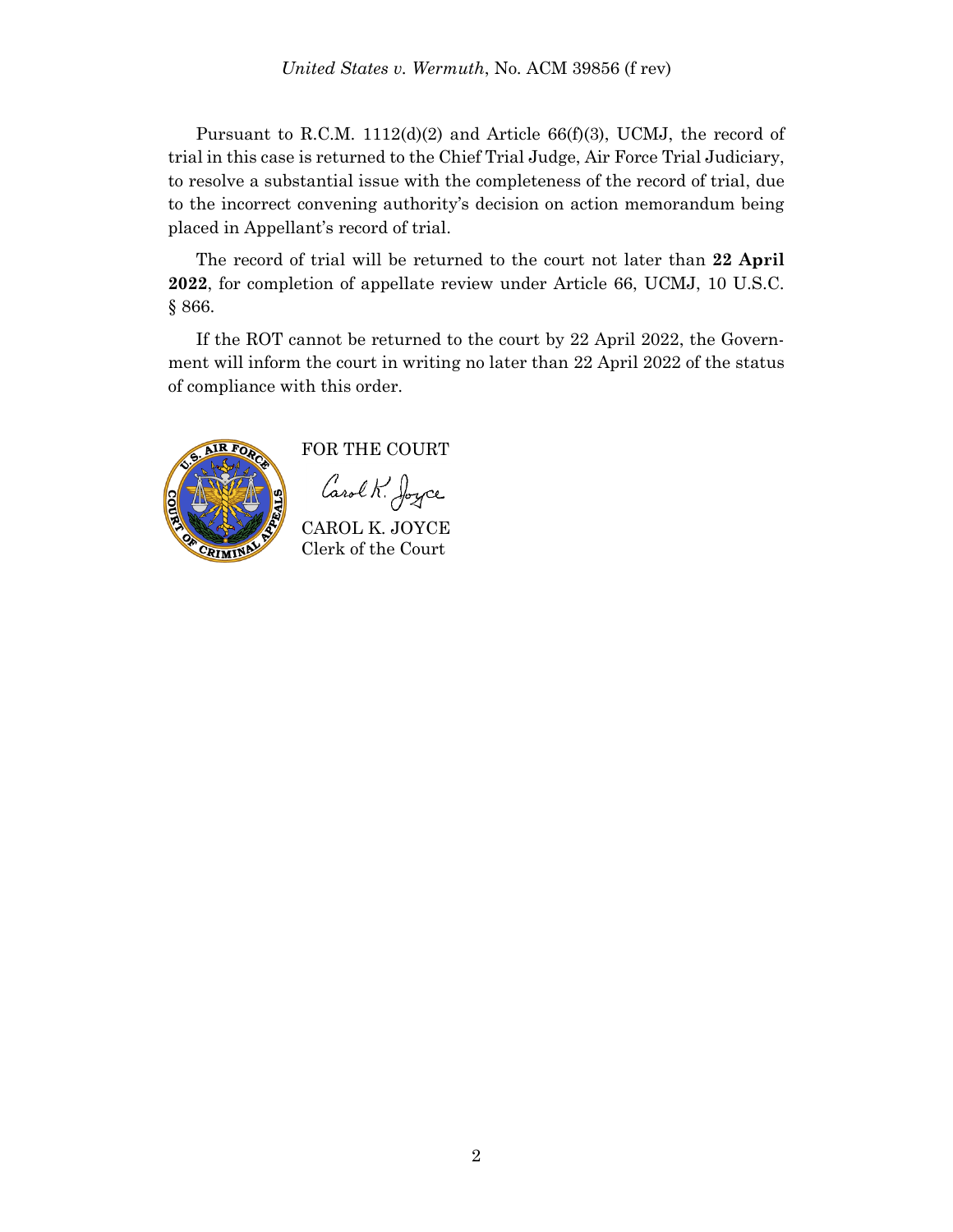Pursuant to R.C.M. 1112(d)(2) and Article 66(f)(3), UCMJ, the record of trial in this case is returned to the Chief Trial Judge, Air Force Trial Judiciary, to resolve a substantial issue with the completeness of the record of trial, due to the incorrect convening authority's decision on action memorandum being placed in Appellant's record of trial.

The record of trial will be returned to the court not later than **22 April 2022**, for completion of appellate review under Article 66, UCMJ, 10 U.S.C. § 866.

If the ROT cannot be returned to the court by 22 April 2022, the Government will inform the court in writing no later than 22 April 2022 of the status of compliance with this order.

FOR THE COURT

Carol K. Joyce

CAROL K. JOYCE
Clerk of the Court